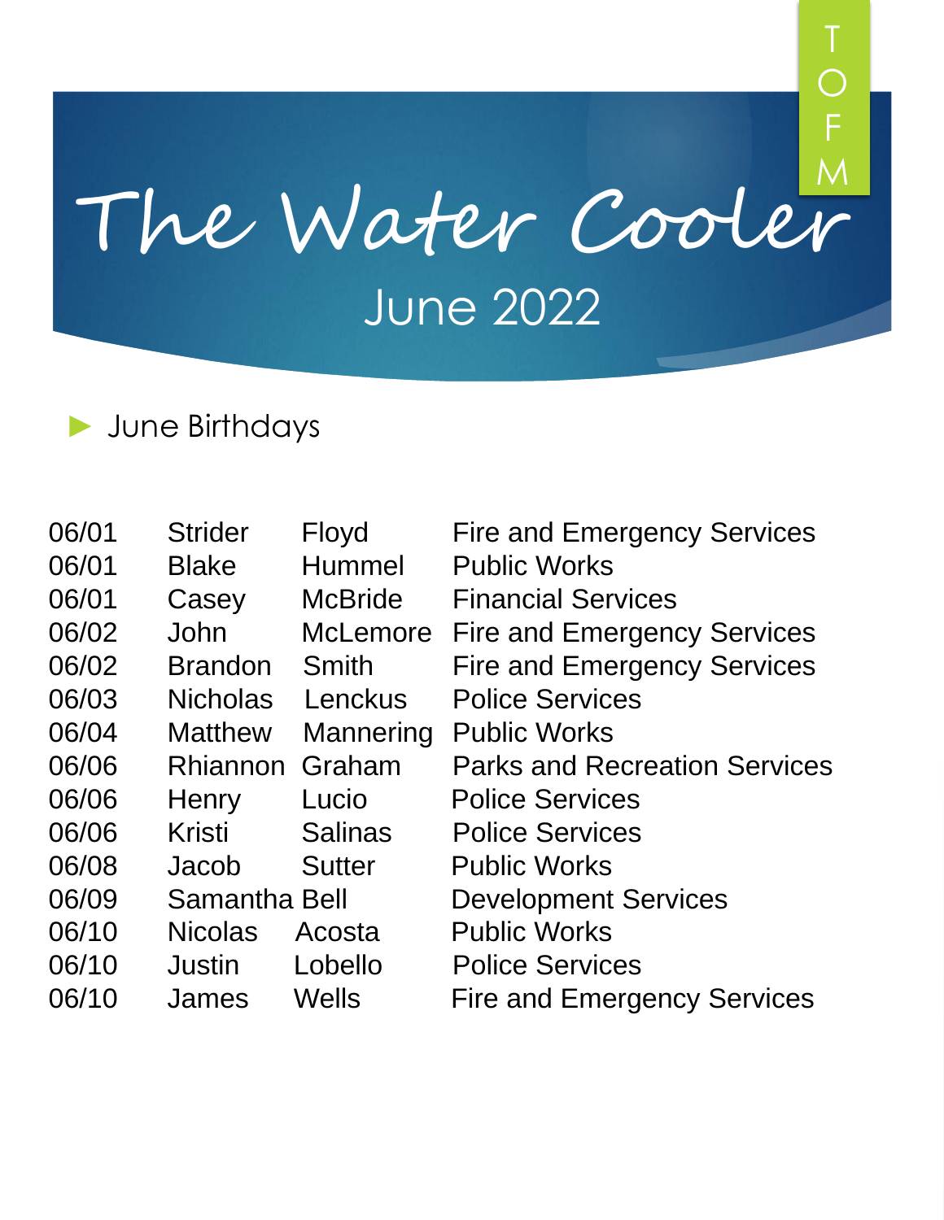# The Water Cooler

## June 2022

TOFM

- June Birthdays

| Date | First Name | Last Name | Department |
|---|---|---|---|
| 06/01 | Strider | Floyd | Fire and Emergency Services |
| 06/01 | Blake | Hummel | Public Works |
| 06/01 | Casey | McBride | Financial Services |
| 06/02 | John | McLemore | Fire and Emergency Services |
| 06/02 | Brandon | Smith | Fire and Emergency Services |
| 06/03 | Nicholas | Lenckus | Police Services |
| 06/04 | Matthew | Mannering | Public Works |
| 06/06 | Rhiannon | Graham | Parks and Recreation Services |
| 06/06 | Henry | Lucio | Police Services |
| 06/06 | Kristi | Salinas | Police Services |
| 06/08 | Jacob | Sutter | Public Works |
| 06/09 | Samantha | Bell | Development Services |
| 06/10 | Nicolas | Acosta | Public Works |
| 06/10 | Justin | Lobello | Police Services |
| 06/10 | James | Wells | Fire and Emergency Services |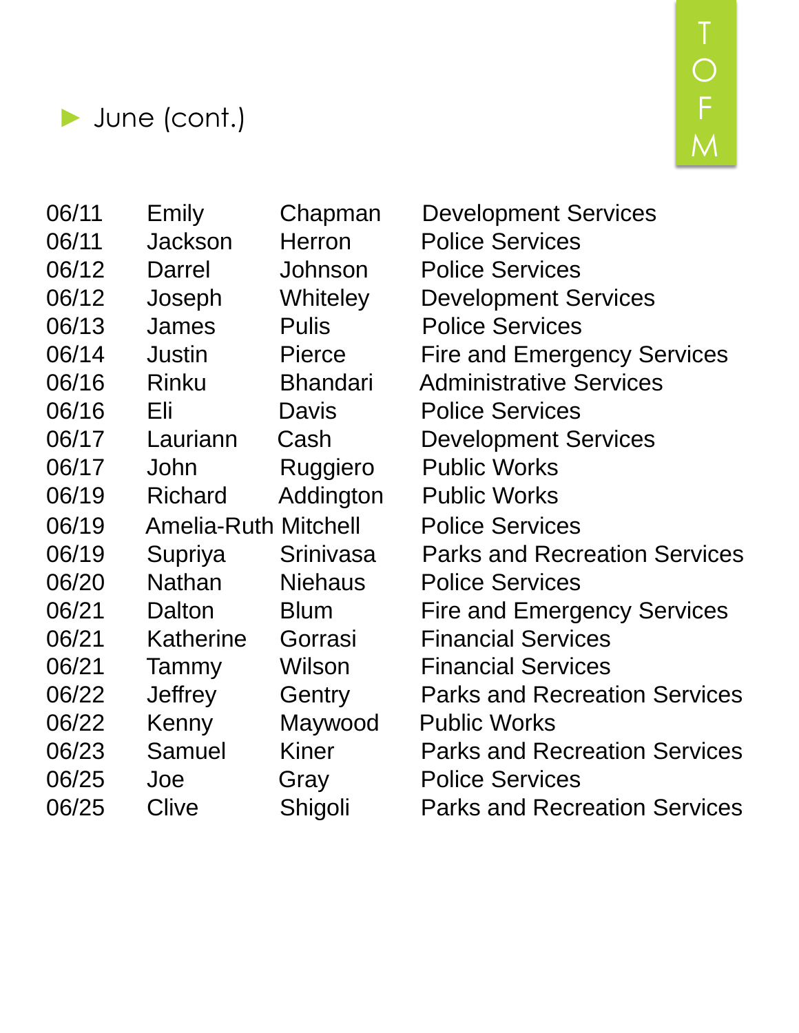June (cont.)

| | | | |
|---|---|---|---|
| 06/11 | Emily | Chapman | Development Services |
| 06/11 | Jackson | Herron | Police Services |
| 06/12 | Darrel | Johnson | Police Services |
| 06/12 | Joseph | Whiteley | Development Services |
| 06/13 | James | Pulis | Police Services |
| 06/14 | Justin | Pierce | Fire and Emergency Services |
| 06/16 | Rinku | Bhandari | Administrative Services |
| 06/16 | Eli | Davis | Police Services |
| 06/17 | Lauriann | Cash | Development Services |
| 06/17 | John | Ruggiero | Public Works |
| 06/19 | Richard | Addington | Public Works |
| 06/19 | Amelia-Ruth | Mitchell | Police Services |
| 06/19 | Supriya | Srinivasa | Parks and Recreation Services |
| 06/20 | Nathan | Niehaus | Police Services |
| 06/21 | Dalton | Blum | Fire and Emergency Services |
| 06/21 | Katherine | Gorrasi | Financial Services |
| 06/21 | Tammy | Wilson | Financial Services |
| 06/22 | Jeffrey | Gentry | Parks and Recreation Services |
| 06/22 | Kenny | Maywood | Public Works |
| 06/23 | Samuel | Kiner | Parks and Recreation Services |
| 06/25 | Joe | Gray | Police Services |
| 06/25 | Clive | Shigoli | Parks and Recreation Services |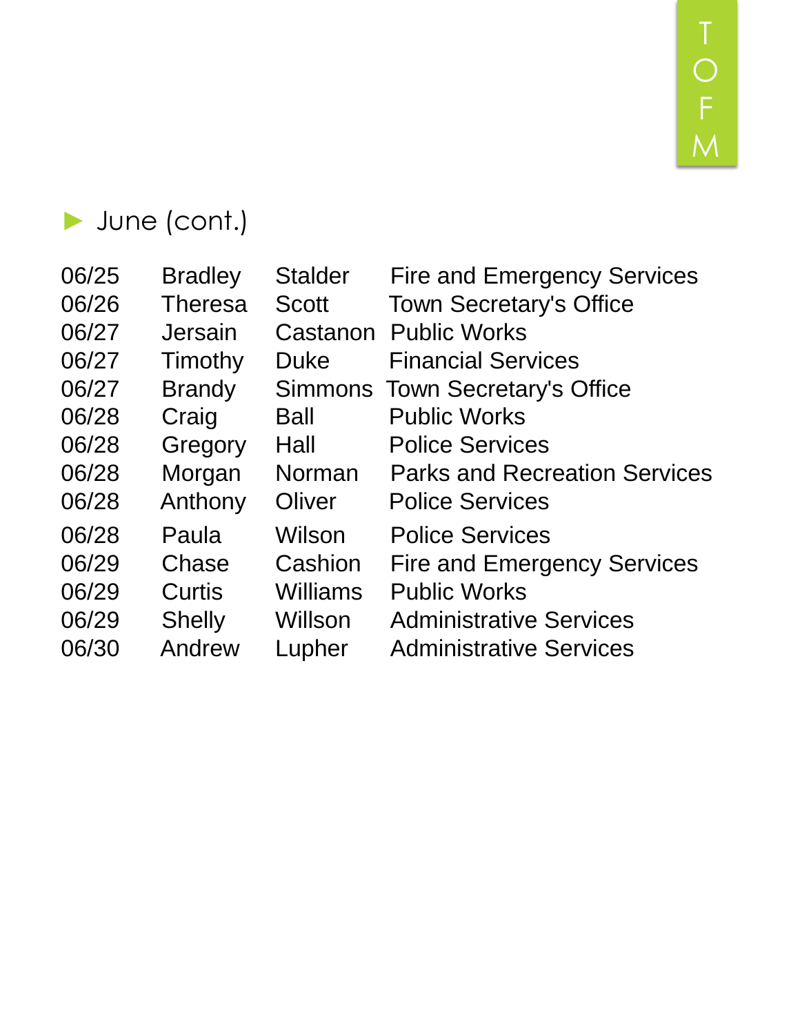## June (cont.)

| | | | |
|---|---|---|---|
| 06/25 | Bradley | Stalder | Fire and Emergency Services |
| 06/26 | Theresa | Scott | Town Secretary's Office |
| 06/27 | Jersain | Castanon | Public Works |
| 06/27 | Timothy | Duke | Financial Services |
| 06/27 | Brandy | Simmons | Town Secretary's Office |
| 06/28 | Craig | Ball | Public Works |
| 06/28 | Gregory | Hall | Police Services |
| 06/28 | Morgan | Norman | Parks and Recreation Services |
| 06/28 | Anthony | Oliver | Police Services |
| 06/28 | Paula | Wilson | Police Services |
| 06/29 | Chase | Cashion | Fire and Emergency Services |
| 06/29 | Curtis | Williams | Public Works |
| 06/29 | Shelly | Willson | Administrative Services |
| 06/30 | Andrew | Lupher | Administrative Services |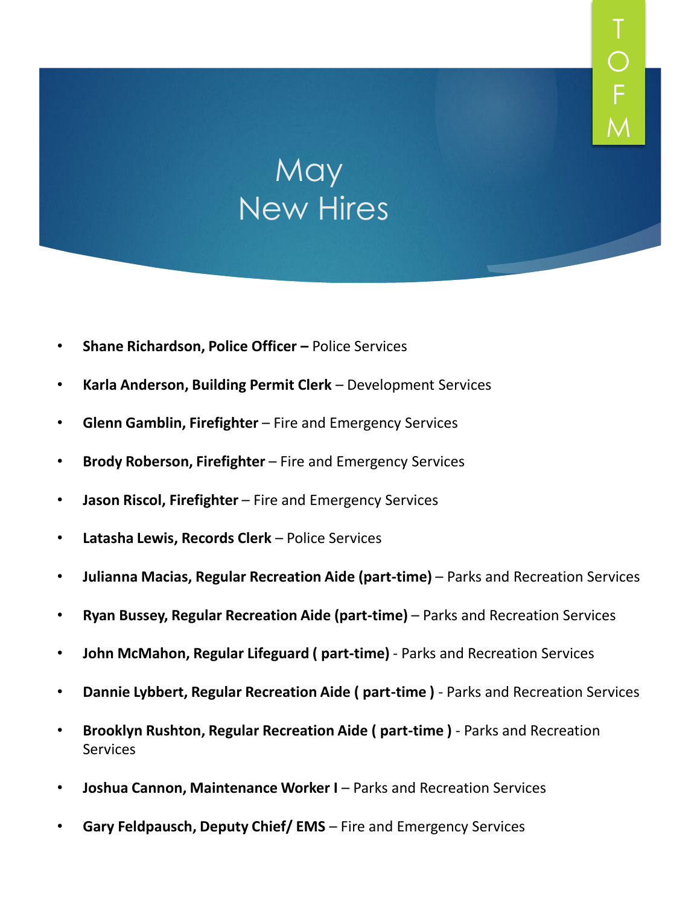T O F M

# May
# New Hires

- **Shane Richardson, Police Officer –** Police Services
- **Karla Anderson, Building Permit Clerk** – Development Services
- **Glenn Gamblin, Firefighter** – Fire and Emergency Services
- **Brody Roberson, Firefighter** – Fire and Emergency Services
- **Jason Riscol, Firefighter** – Fire and Emergency Services
- **Latasha Lewis, Records Clerk** – Police Services
- **Julianna Macias, Regular Recreation Aide (part-time)** – Parks and Recreation Services
- **Ryan Bussey, Regular Recreation Aide (part-time)** – Parks and Recreation Services
- **John McMahon, Regular Lifeguard ( part-time)** - Parks and Recreation Services
- **Dannie Lybbert, Regular Recreation Aide ( part-time )** - Parks and Recreation Services
- **Brooklyn Rushton, Regular Recreation Aide ( part-time )** - Parks and Recreation Services
- **Joshua Cannon, Maintenance Worker I** – Parks and Recreation Services
- **Gary Feldpausch, Deputy Chief/ EMS** – Fire and Emergency Services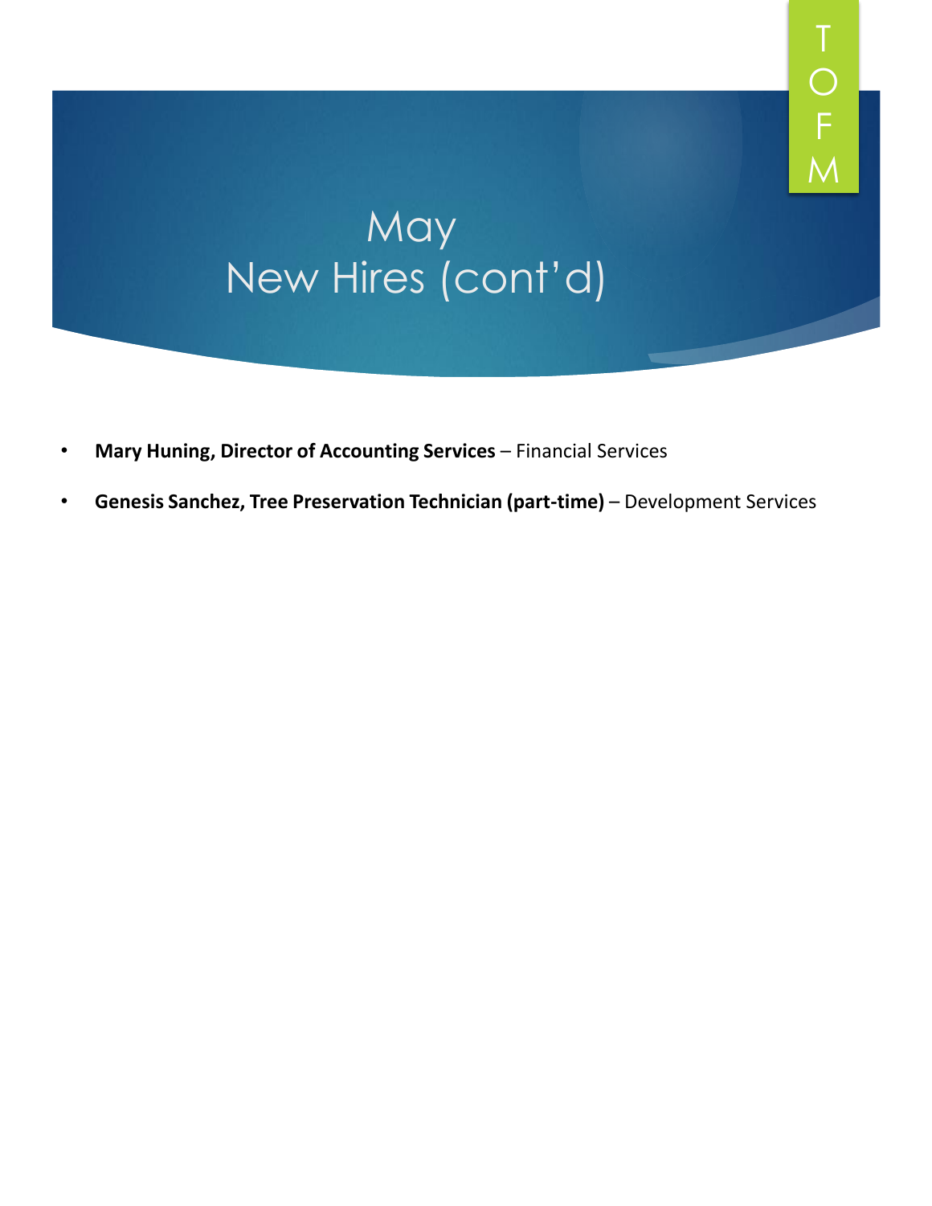# May
# New Hires (cont'd)

- **Mary Huning, Director of Accounting Services** – Financial Services
- **Genesis Sanchez, Tree Preservation Technician (part-time)** – Development Services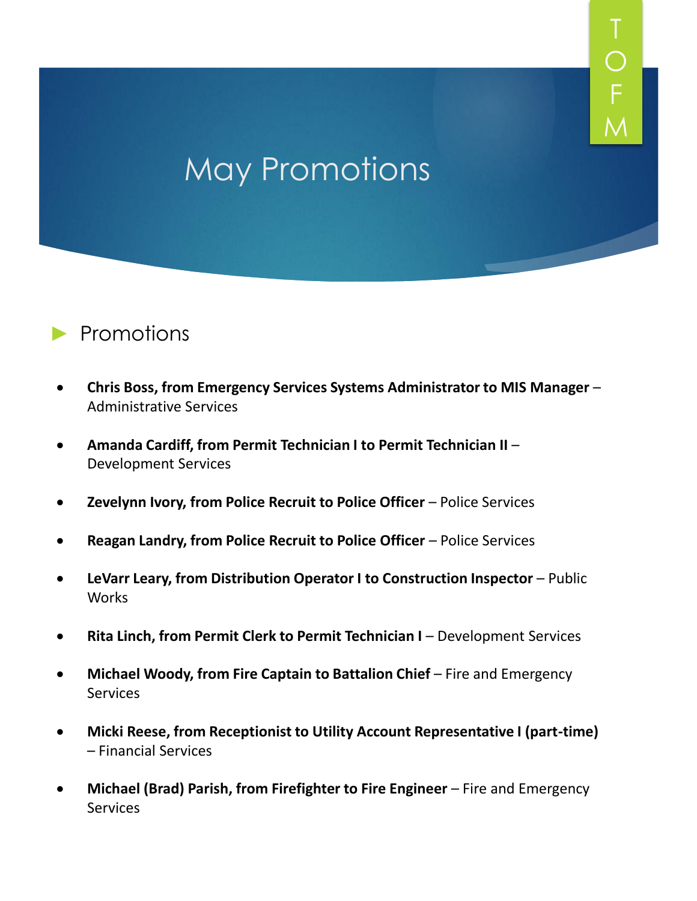# May Promotions

## Promotions

- **Chris Boss, from Emergency Services Systems Administrator to MIS Manager** – Administrative Services
- **Amanda Cardiff, from Permit Technician I to Permit Technician II** – Development Services
- **Zevelynn Ivory, from Police Recruit to Police Officer** – Police Services
- **Reagan Landry, from Police Recruit to Police Officer** – Police Services
- **LeVarr Leary, from Distribution Operator I to Construction Inspector** – Public Works
- **Rita Linch, from Permit Clerk to Permit Technician I** – Development Services
- **Michael Woody, from Fire Captain to Battalion Chief** – Fire and Emergency Services
- **Micki Reese, from Receptionist to Utility Account Representative I (part-time)** – Financial Services
- **Michael (Brad) Parish, from Firefighter to Fire Engineer** – Fire and Emergency Services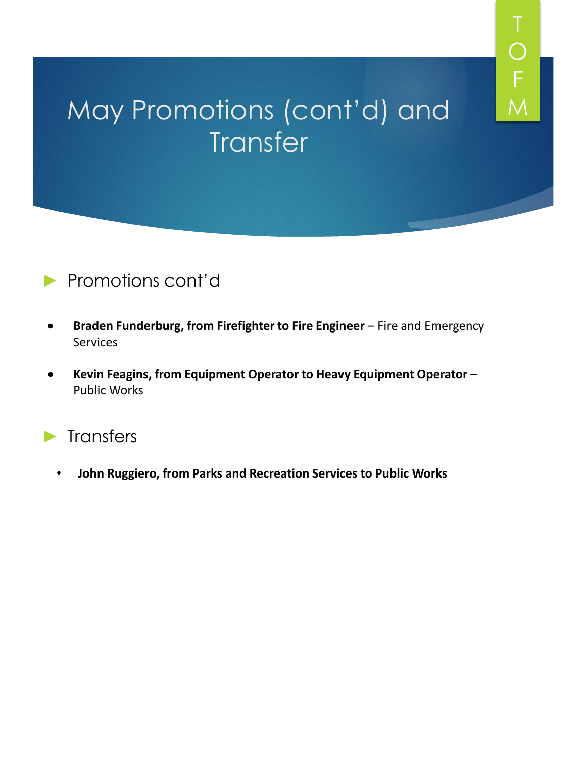# May Promotions (cont'd) and Transfer

## Promotions cont'd

- **Braden Funderburg, from Firefighter to Fire Engineer** – Fire and Emergency Services
- **Kevin Feagins, from Equipment Operator to Heavy Equipment Operator –** Public Works

## Transfers

- **John Ruggiero, from Parks and Recreation Services to Public Works**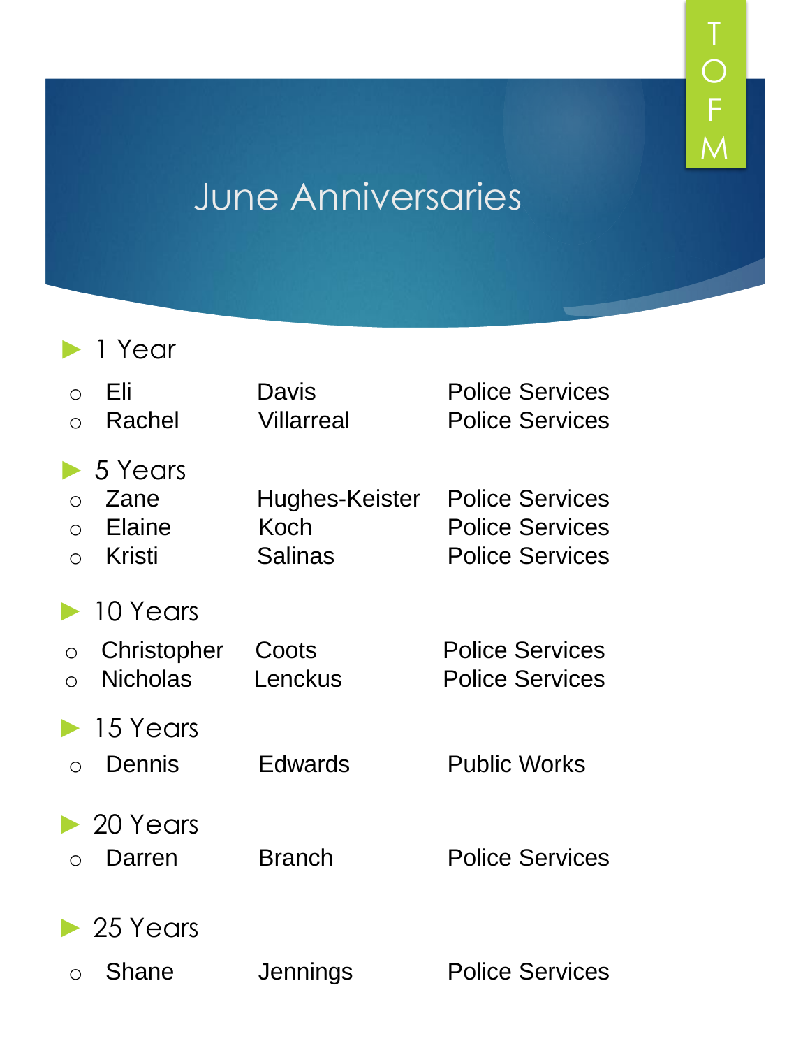# June Anniversaries

T O F M

- 1 Year
  - Eli Davis Police Services
  - Rachel Villarreal Police Services
- 5 Years
  - Zane Hughes-Keister Police Services
  - Elaine Koch Police Services
  - Kristi Salinas Police Services
- 10 Years
  - Christopher Coots Police Services
  - Nicholas Lenckus Police Services
- 15 Years
  - Dennis Edwards Public Works
- 20 Years
  - Darren Branch Police Services
- 25 Years
  - Shane Jennings Police Services